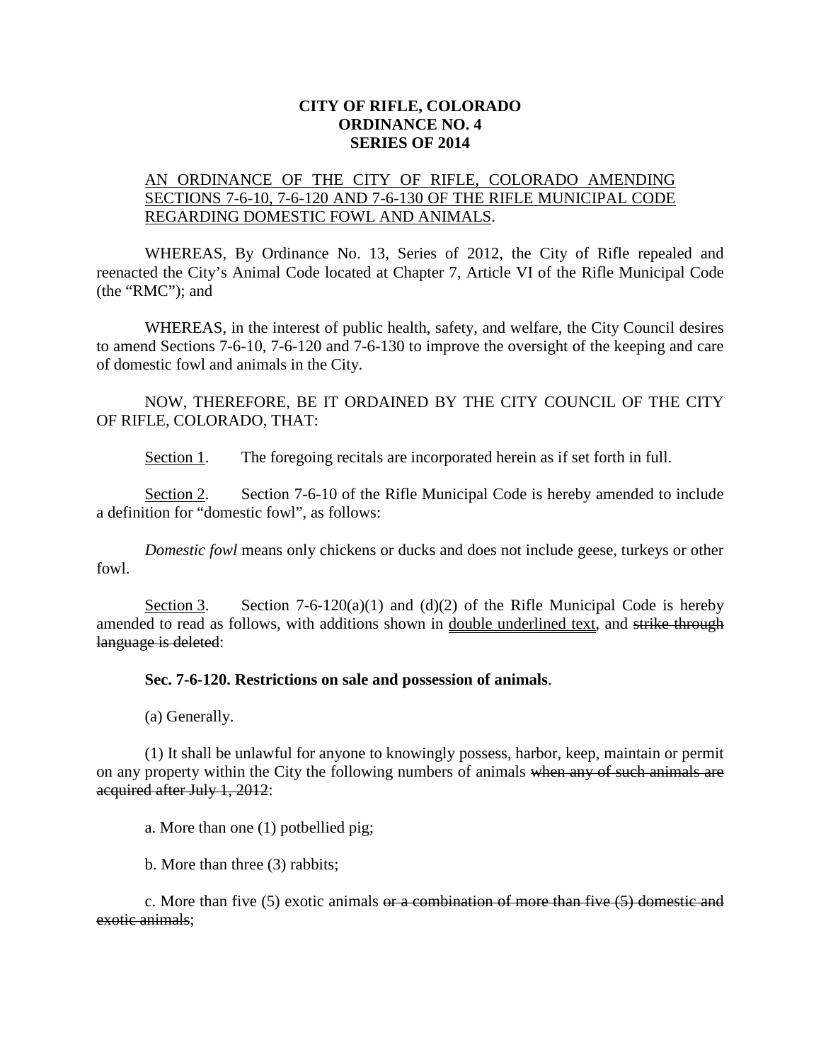**CITY OF RIFLE, COLORADO**
**ORDINANCE NO. 4**
**SERIES OF 2014**

<u>AN ORDINANCE OF THE CITY OF RIFLE, COLORADO AMENDING SECTIONS 7-6-10, 7-6-120 AND 7-6-130 OF THE RIFLE MUNICIPAL CODE REGARDING DOMESTIC FOWL AND ANIMALS</u>.

WHEREAS, By Ordinance No. 13, Series of 2012, the City of Rifle repealed and reenacted the City's Animal Code located at Chapter 7, Article VI of the Rifle Municipal Code (the "RMC"); and

WHEREAS, in the interest of public health, safety, and welfare, the City Council desires to amend Sections 7-6-10, 7-6-120 and 7-6-130 to improve the oversight of the keeping and care of domestic fowl and animals in the City.

NOW, THEREFORE, BE IT ORDAINED BY THE CITY COUNCIL OF THE CITY OF RIFLE, COLORADO, THAT:

<u>Section 1</u>. The foregoing recitals are incorporated herein as if set forth in full.

<u>Section 2</u>. Section 7-6-10 of the Rifle Municipal Code is hereby amended to include a definition for "domestic fowl", as follows:

*Domestic fowl* means only chickens or ducks and does not include geese, turkeys or other fowl.

<u>Section 3</u>. Section 7-6-120(a)(1) and (d)(2) of the Rifle Municipal Code is hereby amended to read as follows, with additions shown in <u>double underlined text</u>, and ~~strike through language is deleted~~:

**Sec. 7-6-120. Restrictions on sale and possession of animals**.

(a) Generally.

(1) It shall be unlawful for anyone to knowingly possess, harbor, keep, maintain or permit on any property within the City the following numbers of animals ~~when any of such animals are acquired after July 1, 2012~~:

a. More than one (1) potbellied pig;

b. More than three (3) rabbits;

c. More than five (5) exotic animals ~~or a combination of more than five (5) domestic and exotic animals~~;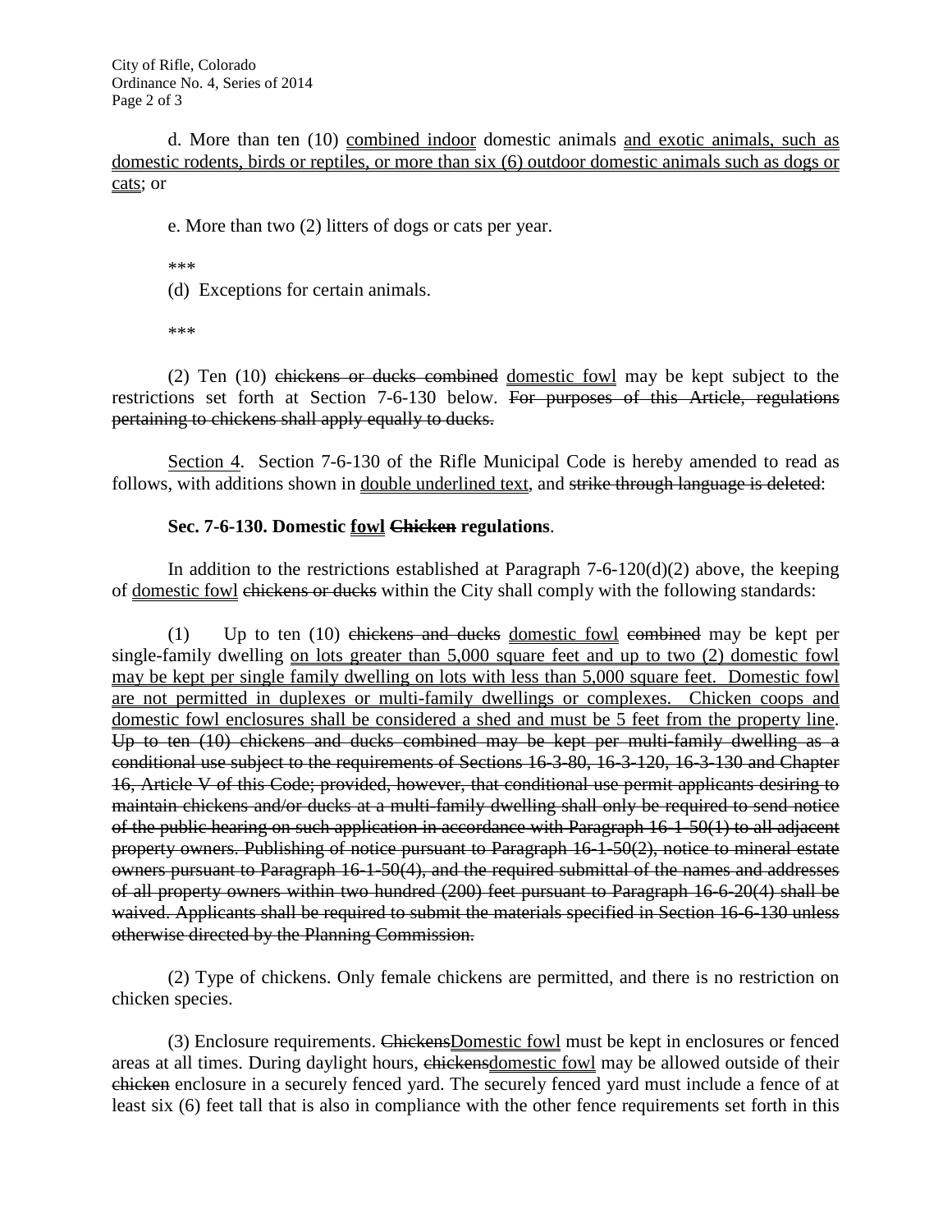d. More than ten (10) <u>combined indoor</u> domestic animals <u>and exotic animals, such as domestic rodents, birds or reptiles, or more than six (6) outdoor domestic animals such as dogs or cats</u>; or

e. More than two (2) litters of dogs or cats per year.

***

(d) Exceptions for certain animals.

***

(2) Ten (10) ~~chickens or ducks combined~~ <u>domestic fowl</u> may be kept subject to the restrictions set forth at Section 7-6-130 below. ~~For purposes of this Article, regulations pertaining to chickens shall apply equally to ducks.~~

<u>Section 4</u>. Section 7-6-130 of the Rifle Municipal Code is hereby amended to read as follows, with additions shown in <u>double underlined text</u>, and ~~strike through language is deleted~~:

**Sec. 7-6-130. Domestic <u>fowl</u> ~~Chicken~~ regulations**.

In addition to the restrictions established at Paragraph 7-6-120(d)(2) above, the keeping of <u>domestic fowl</u> ~~chickens or ducks~~ within the City shall comply with the following standards:

(1) Up to ten (10) ~~chickens and ducks~~ <u>domestic fowl</u> ~~combined~~ may be kept per single-family dwelling <u>on lots greater than 5,000 square feet and up to two (2) domestic fowl may be kept per single family dwelling on lots with less than 5,000 square feet. Domestic fowl are not permitted in duplexes or multi-family dwellings or complexes. Chicken coops and domestic fowl enclosures shall be considered a shed and must be 5 feet from the property line</u>. ~~Up to ten (10) chickens and ducks combined may be kept per multi-family dwelling as a conditional use subject to the requirements of Sections 16-3-80, 16-3-120, 16-3-130 and Chapter 16, Article V of this Code; provided, however, that conditional use permit applicants desiring to maintain chickens and/or ducks at a multi-family dwelling shall only be required to send notice of the public hearing on such application in accordance with Paragraph 16-1-50(1) to all adjacent property owners. Publishing of notice pursuant to Paragraph 16-1-50(2), notice to mineral estate owners pursuant to Paragraph 16-1-50(4), and the required submittal of the names and addresses of all property owners within two hundred (200) feet pursuant to Paragraph 16-6-20(4) shall be waived. Applicants shall be required to submit the materials specified in Section 16-6-130 unless otherwise directed by the Planning Commission.~~

(2) Type of chickens. Only female chickens are permitted, and there is no restriction on chicken species.

(3) Enclosure requirements. ~~Chickens~~<u>Domestic fowl</u> must be kept in enclosures or fenced areas at all times. During daylight hours, ~~chickens~~<u>domestic fowl</u> may be allowed outside of their ~~chicken~~ enclosure in a securely fenced yard. The securely fenced yard must include a fence of at least six (6) feet tall that is also in compliance with the other fence requirements set forth in this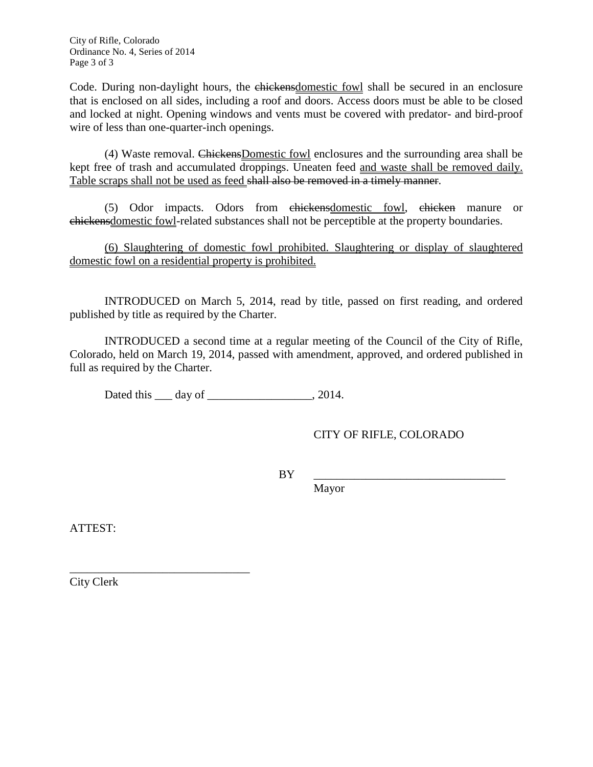Code. During non-daylight hours, the ~~chickens~~<u>domestic fowl</u> shall be secured in an enclosure that is enclosed on all sides, including a roof and doors. Access doors must be able to be closed and locked at night. Opening windows and vents must be covered with predator- and bird-proof wire of less than one-quarter-inch openings.

(4) Waste removal. ~~Chickens~~<u>Domestic fowl</u> enclosures and the surrounding area shall be kept free of trash and accumulated droppings. Uneaten feed <u>and waste shall be removed daily. Table scraps shall not be used as feed</u> ~~shall also be removed in a timely manner~~.

(5) Odor impacts. Odors from ~~chickens~~<u>domestic fowl</u>, ~~chicken~~ manure or ~~chickens~~<u>domestic fowl</u>-related substances shall not be perceptible at the property boundaries.

<u>(6) Slaughtering of domestic fowl prohibited. Slaughtering or display of slaughtered domestic fowl on a residential property is prohibited.</u>

INTRODUCED on March 5, 2014, read by title, passed on first reading, and ordered published by title as required by the Charter.

INTRODUCED a second time at a regular meeting of the Council of the City of Rifle, Colorado, held on March 19, 2014, passed with amendment, approved, and ordered published in full as required by the Charter.

Dated this ___ day of __________________, 2014.

CITY OF RIFLE, COLORADO

BY ________________________________
Mayor

ATTEST:

______________________________
City Clerk